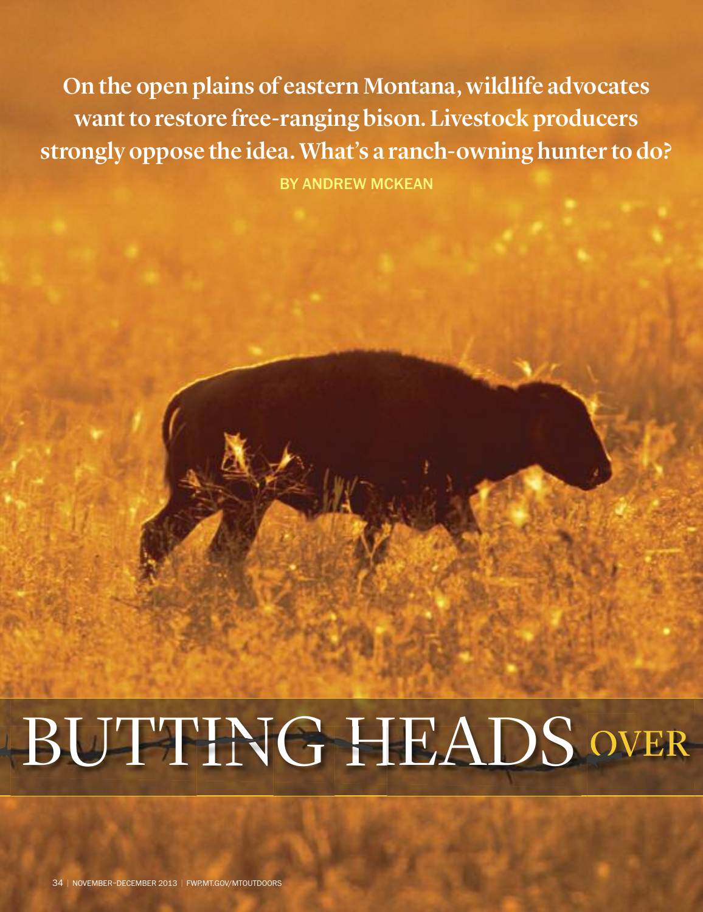**On the open plains of eastern Montana, wildlife advocates want to restore free-ranging bison. Livestock producers strongly oppose the idea. What's a ranch-owning hunter to do?**

BY ANDREW MCKEAN

# BUTTING HEADS OVER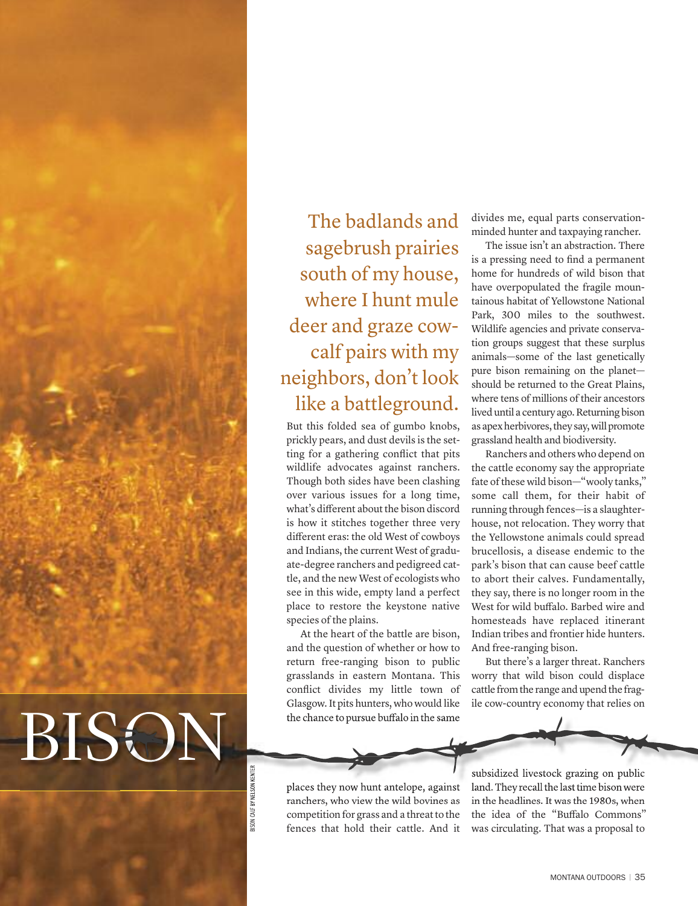# BISON

The badlands and sagebrush prairies south of my house, where I hunt mule deer and graze cow-calf pairs with my neighbors, don't look like a battleground.

But this folded sea of gumbo knobs, prickly pears, and dust devils is the setting for a gathering conflict that pits wildlife advocates against ranchers. Though both sides have been clashing over various issues for a long time, what's different about the bison discord is how it stitches together three very different eras: the old West of cowboys and Indians, the current West of graduate-degree ranchers and pedigreed cattle, and the new West of ecologists who see in this wide, empty land a perfect place to restore the keystone native species of the plains.

At the heart of the battle are bison, and the question of whether or how to return free-ranging bison to public grasslands in eastern Montana. This conflict divides my little town of Glasgow. It pits hunters, who would like the chance to pursue buffalo in the same places they now hunt antelope, against ranchers, who view the wild bovines as competition for grass and a threat to the fences that hold their cattle. And it divides me, equal parts conservation-minded hunter and taxpaying rancher.

The issue isn't an abstraction. There is a pressing need to find a permanent home for hundreds of wild bison that have overpopulated the fragile mountainous habitat of Yellowstone National Park, 300 miles to the southwest. Wildlife agencies and private conservation groups suggest that these surplus animals—some of the last genetically pure bison remaining on the planet—should be returned to the Great Plains, where tens of millions of their ancestors lived until a century ago. Returning bison as apex herbivores, they say, will promote grassland health and biodiversity.

Ranchers and others who depend on the cattle economy say the appropriate fate of these wild bison—"wooly tanks," some call them, for their habit of running through fences—is a slaughterhouse, not relocation. They worry that the Yellowstone animals could spread brucellosis, a disease endemic to the park's bison that can cause beef cattle to abort their calves. Fundamentally, they say, there is no longer room in the West for wild buffalo. Barbed wire and homesteads have replaced itinerant Indian tribes and frontier hide hunters. And free-ranging bison.

But there's a larger threat. Ranchers worry that wild bison could displace cattle from the range and upend the fragile cow-country economy that relies on subsidized livestock grazing on public land. They recall the last time bison were in the headlines. It was the 1980s, when the idea of the "Buffalo Commons" was circulating. That was a proposal to

BISON CALF BY NELSON KENTER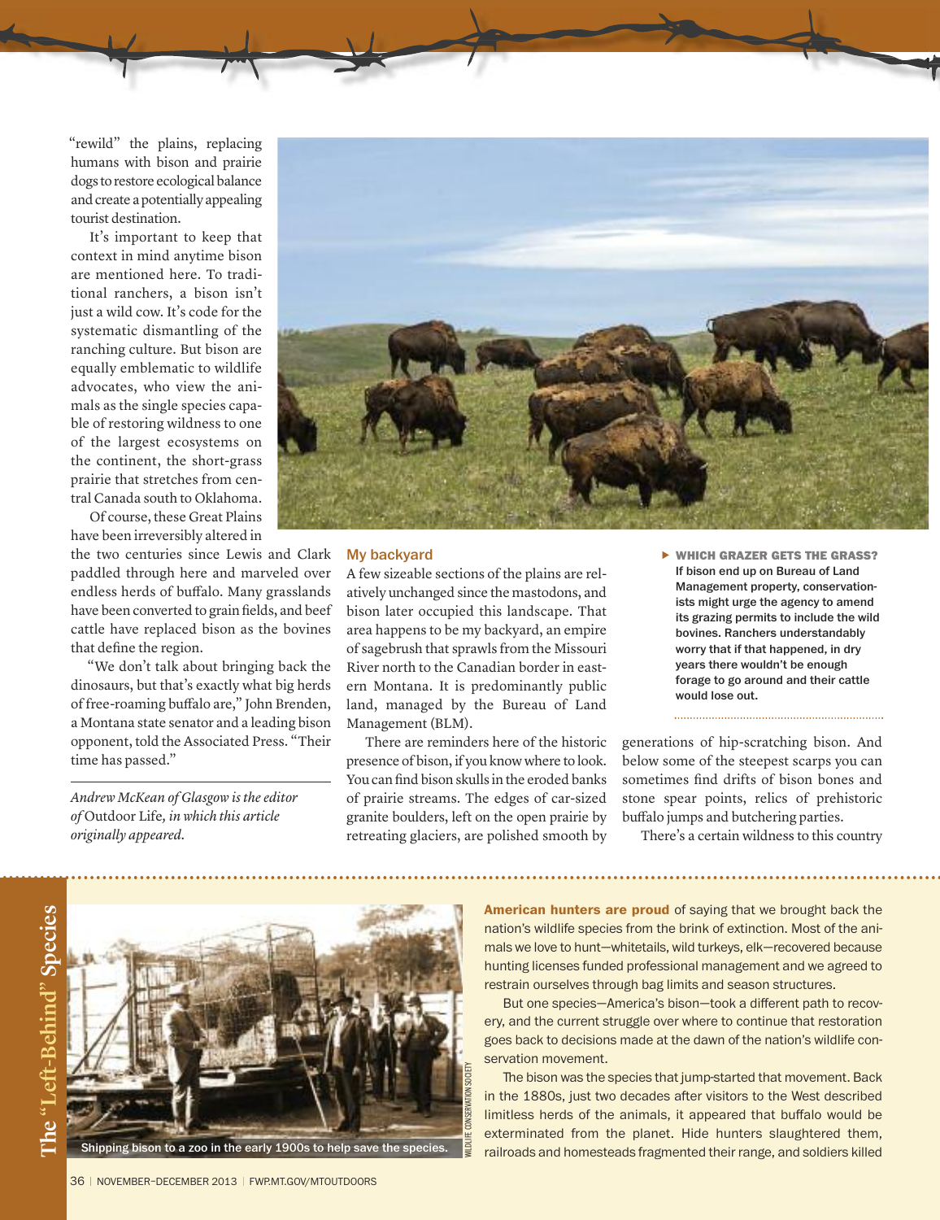"rewild" the plains, replacing humans with bison and prairie dogs to restore ecological balance and create a potentially appealing tourist destination.

It's important to keep that context in mind anytime bison are mentioned here. To traditional ranchers, a bison isn't just a wild cow. It's code for the systematic dismantling of the ranching culture. But bison are equally emblematic to wildlife advocates, who view the animals as the single species capable of restoring wildness to one of the largest ecosystems on the continent, the short-grass prairie that stretches from central Canada south to Oklahoma.

Of course, these Great Plains have been irreversibly altered in the two centuries since Lewis and Clark paddled through here and marveled over endless herds of buffalo. Many grasslands have been converted to grain fields, and beef cattle have replaced bison as the bovines that define the region.

"We don't talk about bringing back the dinosaurs, but that's exactly what big herds of free-roaming buffalo are," John Brenden, a Montana state senator and a leading bison opponent, told the Associated Press. "Their time has passed."

*Andrew McKean of Glasgow is the editor of* Outdoor Life, *in which this article originally appeared.*

## My backyard

A few sizeable sections of the plains are relatively unchanged since the mastodons, and bison later occupied this landscape. That area happens to be my backyard, an empire of sagebrush that sprawls from the Missouri River north to the Canadian border in eastern Montana. It is predominantly public land, managed by the Bureau of Land Management (BLM).

There are reminders here of the historic presence of bison, if you know where to look. You can find bison skulls in the eroded banks of prairie streams. The edges of car-sized granite boulders, left on the open prairie by retreating glaciers, are polished smooth by generations of hip-scratching bison. And below some of the steepest scarps you can sometimes find drifts of bison bones and stone spear points, relics of prehistoric buffalo jumps and butchering parties.

There's a certain wildness to this country

**WHICH GRAZER GETS THE GRASS?** If bison end up on Bureau of Land Management property, conservationists might urge the agency to amend its grazing permits to include the wild bovines. Ranchers understandably worry that if that happened, in dry years there wouldn't be enough forage to go around and their cattle would lose out.

## The "Left-Behind" Species

Shipping bison to a zoo in the early 1900s to help save the species.

**American hunters are proud** of saying that we brought back the nation's wildlife species from the brink of extinction. Most of the animals we love to hunt—whitetails, wild turkeys, elk—recovered because hunting licenses funded professional management and we agreed to restrain ourselves through bag limits and season structures.

But one species—America's bison—took a different path to recovery, and the current struggle over where to continue that restoration goes back to decisions made at the dawn of the nation's wildlife conservation movement.

The bison was the species that jump-started that movement. Back in the 1880s, just two decades after visitors to the West described limitless herds of the animals, it appeared that buffalo would be exterminated from the planet. Hide hunters slaughtered them, railroads and homesteads fragmented their range, and soldiers killed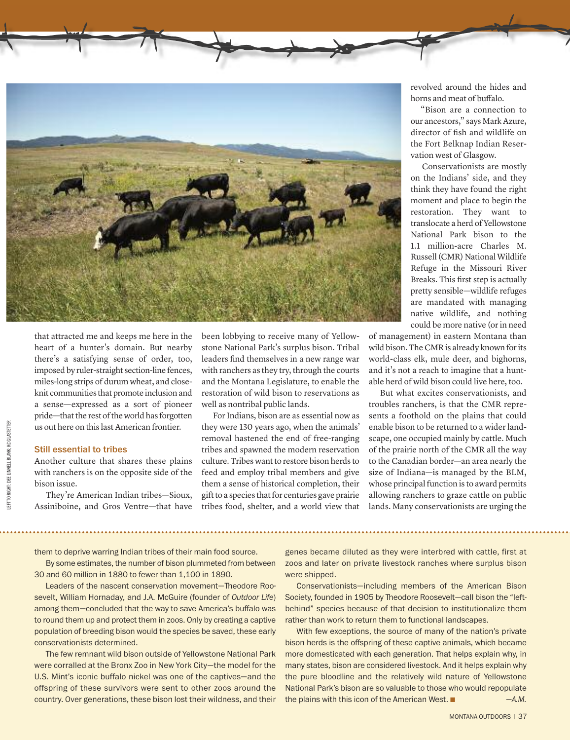revolved around the hides and horns and meat of buffalo.

"Bison are a connection to our ancestors," says Mark Azure, director of fish and wildlife on the Fort Belknap Indian Reservation west of Glasgow.

Conservationists are mostly on the Indians' side, and they think they have found the right moment and place to begin the restoration. They want to translocate a herd of Yellowstone National Park bison to the 1.1 million-acre Charles M. Russell (CMR) National Wildlife Refuge in the Missouri River Breaks. This first step is actually pretty sensible—wildlife refuges are mandated with managing native wildlife, and nothing could be more native (or in need of management) in eastern Montana than wild bison. The CMR is already known for its world-class elk, mule deer, and bighorns, and it's not a reach to imagine that a huntable herd of wild bison could live here, too.

But what excites conservationists, and troubles ranchers, is that the CMR represents a foothold on the plains that could enable bison to be returned to a wider landscape, one occupied mainly by cattle. Much of the prairie north of the CMR all the way to the Canadian border—an area nearly the size of Indiana—is managed by the BLM, whose principal function is to award permits allowing ranchers to graze cattle on public lands. Many conservationists are urging the

that attracted me and keeps me here in the heart of a hunter's domain. But nearby there's a satisfying sense of order, too, imposed by ruler-straight section-line fences, miles-long strips of durum wheat, and close-knit communities that promote inclusion and a sense—expressed as a sort of pioneer pride—that the rest of the world has forgotten us out here on this last American frontier.

### Still essential to tribes

Another culture that shares these plains with ranchers is on the opposite side of the bison issue.

They're American Indian tribes—Sioux, Assiniboine, and Gros Ventre—that have been lobbying to receive many of Yellowstone National Park's surplus bison. Tribal leaders find themselves in a new range war with ranchers as they try, through the courts and the Montana Legislature, to enable the restoration of wild bison to reservations as well as nontribal public lands.

For Indians, bison are as essential now as they were 130 years ago, when the animals' removal hastened the end of free-ranging tribes and spawned the modern reservation culture. Tribes want to restore bison herds to feed and employ tribal members and give them a sense of historical completion, their gift to a species that for centuries gave prairie tribes food, shelter, and a world view that

---

them to deprive warring Indian tribes of their main food source.

By some estimates, the number of bison plummeted from between 30 and 60 million in 1880 to fewer than 1,100 in 1890.

Leaders of the nascent conservation movement—Theodore Roosevelt, William Hornaday, and J.A. McGuire (founder of *Outdoor Life*) among them—concluded that the way to save America's buffalo was to round them up and protect them in zoos. Only by creating a captive population of breeding bison would the species be saved, these early conservationists determined.

The few remnant wild bison outside of Yellowstone National Park were corralled at the Bronx Zoo in New York City—the model for the U.S. Mint's iconic buffalo nickel was one of the captives—and the offspring of these survivors were sent to other zoos around the country. Over generations, these bison lost their wildness, and their genes became diluted as they were interbred with cattle, first at zoos and later on private livestock ranches where surplus bison were shipped.

Conservationists—including members of the American Bison Society, founded in 1905 by Theodore Roosevelt—call bison the "left-behind" species because of that decision to institutionalize them rather than work to return them to functional landscapes.

With few exceptions, the source of many of the nation's private bison herds is the offspring of these captive animals, which became more domesticated with each generation. That helps explain why, in many states, bison are considered livestock. And it helps explain why the pure bloodline and the relatively wild nature of Yellowstone National Park's bison are so valuable to those who would repopulate the plains with this icon of the American West. ■ —*A.M.*

LEFT TO RIGHT: DEE LINNELL BLANK; KC GLASTETTER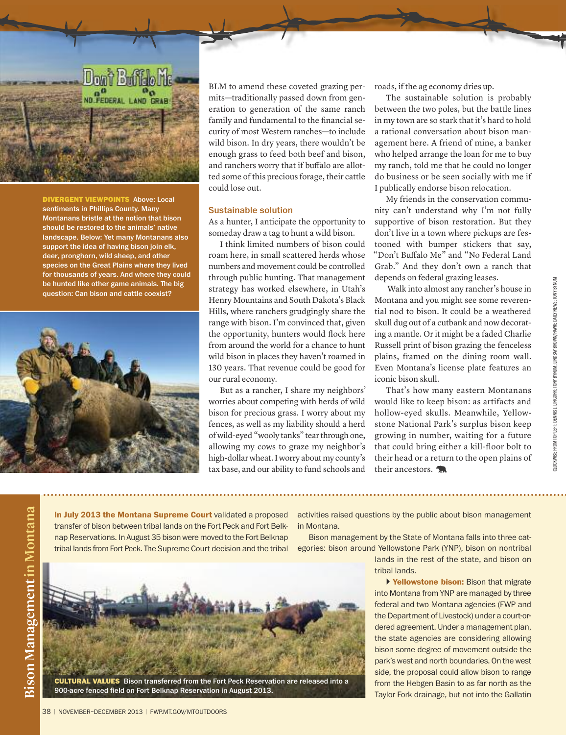**DIVERGENT VIEWPOINTS** Above: Local sentiments in Phillips County. Many Montanans bristle at the notion that bison should be restored to the animals' native landscape. Below: Yet many Montanans also support the idea of having bison join elk, deer, pronghorn, wild sheep, and other species on the Great Plains where they lived for thousands of years. And where they could be hunted like other game animals. The big question: Can bison and cattle coexist?

BLM to amend these coveted grazing permits—traditionally passed down from generation to generation of the same ranch family and fundamental to the financial security of most Western ranches—to include wild bison. In dry years, there wouldn't be enough grass to feed both beef and bison, and ranchers worry that if buffalo are allotted some of this precious forage, their cattle could lose out.

### Sustainable solution

As a hunter, I anticipate the opportunity to someday draw a tag to hunt a wild bison.

I think limited numbers of bison could roam here, in small scattered herds whose numbers and movement could be controlled through public hunting. That management strategy has worked elsewhere, in Utah's Henry Mountains and South Dakota's Black Hills, where ranchers grudgingly share the range with bison. I'm convinced that, given the opportunity, hunters would flock here from around the world for a chance to hunt wild bison in places they haven't roamed in 130 years. That revenue could be good for our rural economy.

But as a rancher, I share my neighbors' worries about competing with herds of wild bison for precious grass. I worry about my fences, as well as my liability should a herd of wild-eyed "wooly tanks" tear through one, allowing my cows to graze my neighbor's high-dollar wheat. I worry about my county's tax base, and our ability to fund schools and roads, if the ag economy dries up.

The sustainable solution is probably between the two poles, but the battle lines in my town are so stark that it's hard to hold a rational conversation about bison management here. A friend of mine, a banker who helped arrange the loan for me to buy my ranch, told me that he could no longer do business or be seen socially with me if I publically endorse bison relocation.

My friends in the conservation community can't understand why I'm not fully supportive of bison restoration. But they don't live in a town where pickups are festooned with bumper stickers that say, "Don't Buffalo Me" and "No Federal Land Grab." And they don't own a ranch that depends on federal grazing leases.

Walk into almost any rancher's house in Montana and you might see some reverential nod to bison. It could be a weathered skull dug out of a cutbank and now decorating a mantle. Or it might be a faded Charlie Russell print of bison grazing the fenceless plains, framed on the dining room wall. Even Montana's license plate features an iconic bison skull.

That's how many eastern Montanans would like to keep bison: as artifacts and hollow-eyed skulls. Meanwhile, Yellowstone National Park's surplus bison keep growing in number, waiting for a future that could bring either a kill-floor bolt to their head or a return to the open plains of their ancestors.

CLOCKWISE FROM TOP LEFT: DENNIS J. LINGOHR; TONY BYNUM; LINDSAY BROWN/HAVRE DAILY NEWS; TONY BYNUM

## Bison Management in Montana

**In July 2013 the Montana Supreme Court** validated a proposed transfer of bison between tribal lands on the Fort Peck and Fort Belknap Reservations. In August 35 bison were moved to the Fort Belknap tribal lands from Fort Peck. The Supreme Court decision and the tribal activities raised questions by the public about bison management in Montana.

Bison management by the State of Montana falls into three categories: bison around Yellowstone Park (YNP), bison on nontribal lands in the rest of the state, and bison on tribal lands.

**CULTURAL VALUES** Bison transferred from the Fort Peck Reservation are released into a 900-acre fenced field on Fort Belknap Reservation in August 2013.

- **Yellowstone bison:** Bison that migrate into Montana from YNP are managed by three federal and two Montana agencies (FWP and the Department of Livestock) under a court-ordered agreement. Under a management plan, the state agencies are considering allowing bison some degree of movement outside the park's west and north boundaries. On the west side, the proposal could allow bison to range from the Hebgen Basin to as far north as the Taylor Fork drainage, but not into the Gallatin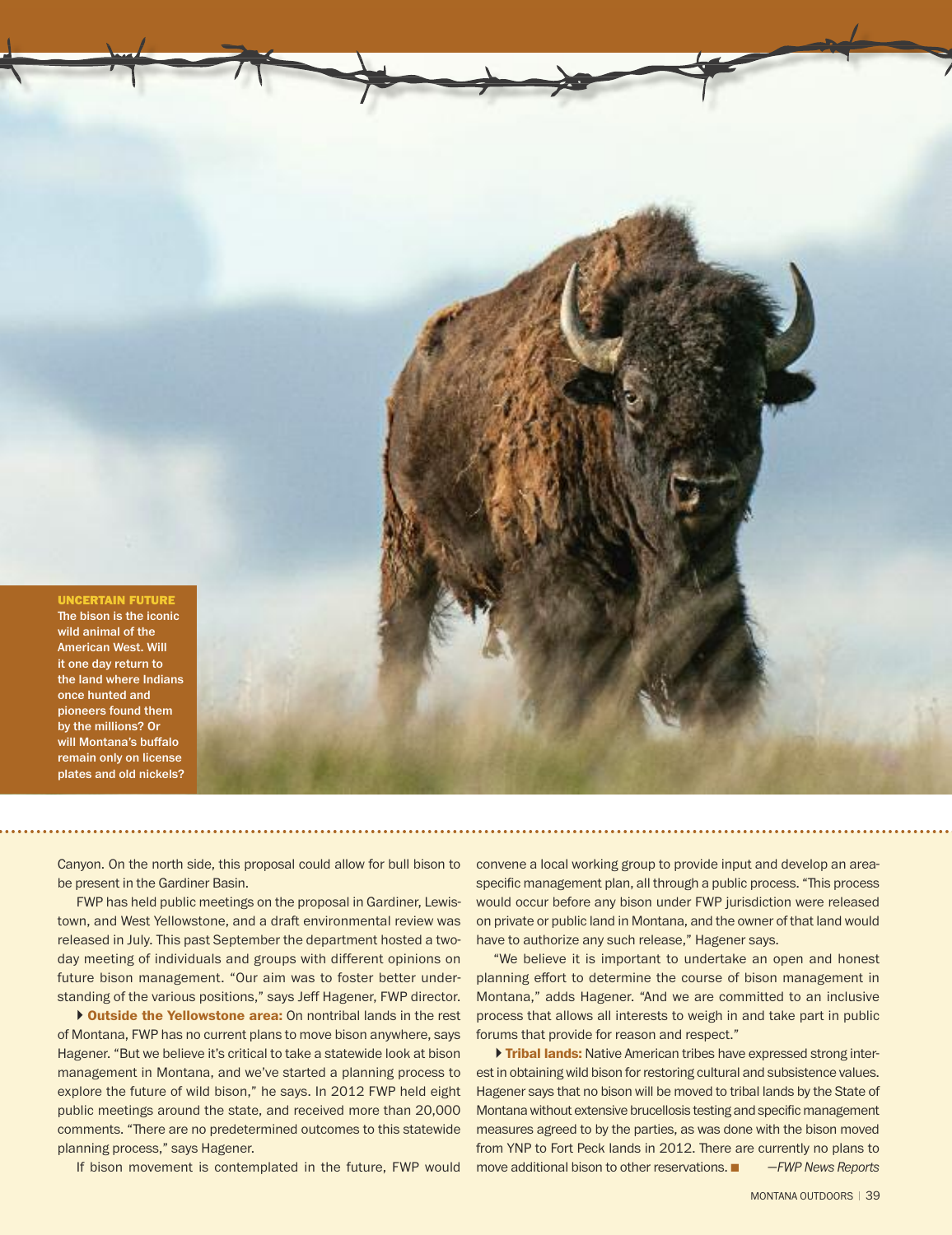**UNCERTAIN FUTURE**
The bison is the iconic wild animal of the American West. Will it one day return to the land where Indians once hunted and pioneers found them by the millions? Or will Montana's buffalo remain only on license plates and old nickels?

Canyon. On the north side, this proposal could allow for bull bison to be present in the Gardiner Basin.

FWP has held public meetings on the proposal in Gardiner, Lewistown, and West Yellowstone, and a draft environmental review was released in July. This past September the department hosted a two-day meeting of individuals and groups with different opinions on future bison management. "Our aim was to foster better understanding of the various positions," says Jeff Hagener, FWP director.

▸ **Outside the Yellowstone area:** On nontribal lands in the rest of Montana, FWP has no current plans to move bison anywhere, says Hagener. "But we believe it's critical to take a statewide look at bison management in Montana, and we've started a planning process to explore the future of wild bison," he says. In 2012 FWP held eight public meetings around the state, and received more than 20,000 comments. "There are no predetermined outcomes to this statewide planning process," says Hagener.

If bison movement is contemplated in the future, FWP would convene a local working group to provide input and develop an area-specific management plan, all through a public process. "This process would occur before any bison under FWP jurisdiction were released on private or public land in Montana, and the owner of that land would have to authorize any such release," Hagener says.

"We believe it is important to undertake an open and honest planning effort to determine the course of bison management in Montana," adds Hagener. "And we are committed to an inclusive process that allows all interests to weigh in and take part in public forums that provide for reason and respect."

▸ **Tribal lands:** Native American tribes have expressed strong interest in obtaining wild bison for restoring cultural and subsistence values. Hagener says that no bison will be moved to tribal lands by the State of Montana without extensive brucellosis testing and specific management measures agreed to by the parties, as was done with the bison moved from YNP to Fort Peck lands in 2012. There are currently no plans to move additional bison to other reservations. ■ *—FWP News Reports*